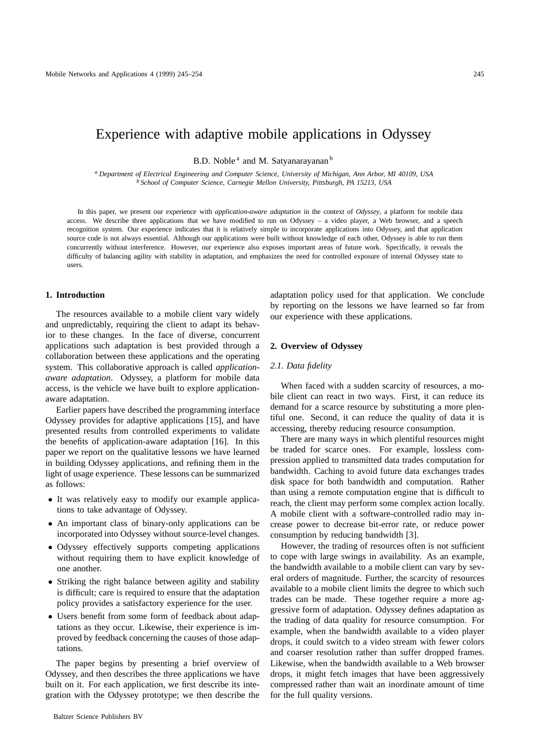# Experience with adaptive mobile applications in Odyssey

B.D. Noble [a] and M. Satyanarayanan [b]

[a] *Department of Electrical Engineering and Computer Science, University of Michigan, Ann Arbor, MI 40109, USA*
[b] *School of Computer Science, Carnegie Mellon University, Pittsburgh, PA 15213, USA*

In this paper, we present our experience with *application-aware adaptation* in the context of *Odyssey*, a platform for mobile data access. We describe three applications that we have modified to run on Odyssey – a video player, a Web browser, and a speech recognition system. Our experience indicates that it is relatively simple to incorporate applications into Odyssey, and that application source code is not always essential. Although our applications were built without knowledge of each other, Odyssey is able to run them concurrently without interference. However, our experience also exposes important areas of future work. Specifically, it reveals the difficulty of balancing agility with stability in adaptation, and emphasizes the need for controlled exposure of internal Odyssey state to users.

## 1. Introduction

The resources available to a mobile client vary widely and unpredictably, requiring the client to adapt its behavior to these changes. In the face of diverse, concurrent applications such adaptation is best provided through a collaboration between these applications and the operating system. This collaborative approach is called *application-aware adaptation*. Odyssey, a platform for mobile data access, is the vehicle we have built to explore application-aware adaptation.

Earlier papers have described the programming interface Odyssey provides for adaptive applications [15], and have presented results from controlled experiments to validate the benefits of application-aware adaptation [16]. In this paper we report on the qualitative lessons we have learned in building Odyssey applications, and refining them in the light of usage experience. These lessons can be summarized as follows:

- It was relatively easy to modify our example applications to take advantage of Odyssey.
- An important class of binary-only applications can be incorporated into Odyssey without source-level changes.
- Odyssey effectively supports competing applications without requiring them to have explicit knowledge of one another.
- Striking the right balance between agility and stability is difficult; care is required to ensure that the adaptation policy provides a satisfactory experience for the user.
- Users benefit from some form of feedback about adaptations as they occur. Likewise, their experience is improved by feedback concerning the causes of those adaptations.

The paper begins by presenting a brief overview of Odyssey, and then describes the three applications we have built on it. For each application, we first describe its integration with the Odyssey prototype; we then describe the adaptation policy used for that application. We conclude by reporting on the lessons we have learned so far from our experience with these applications.

## 2. Overview of Odyssey

### 2.1. Data fidelity

When faced with a sudden scarcity of resources, a mobile client can react in two ways. First, it can reduce its demand for a scarce resource by substituting a more plentiful one. Second, it can reduce the quality of data it is accessing, thereby reducing resource consumption.

There are many ways in which plentiful resources might be traded for scarce ones. For example, lossless compression applied to transmitted data trades computation for bandwidth. Caching to avoid future data exchanges trades disk space for both bandwidth and computation. Rather than using a remote computation engine that is difficult to reach, the client may perform some complex action locally. A mobile client with a software-controlled radio may increase power to decrease bit-error rate, or reduce power consumption by reducing bandwidth [3].

However, the trading of resources often is not sufficient to cope with large swings in availability. As an example, the bandwidth available to a mobile client can vary by several orders of magnitude. Further, the scarcity of resources available to a mobile client limits the degree to which such trades can be made. These together require a more aggressive form of adaptation. Odyssey defines adaptation as the trading of data quality for resource consumption. For example, when the bandwidth available to a video player drops, it could switch to a video stream with fewer colors and coarser resolution rather than suffer dropped frames. Likewise, when the bandwidth available to a Web browser drops, it might fetch images that have been aggressively compressed rather than wait an inordinate amount of time for the full quality versions.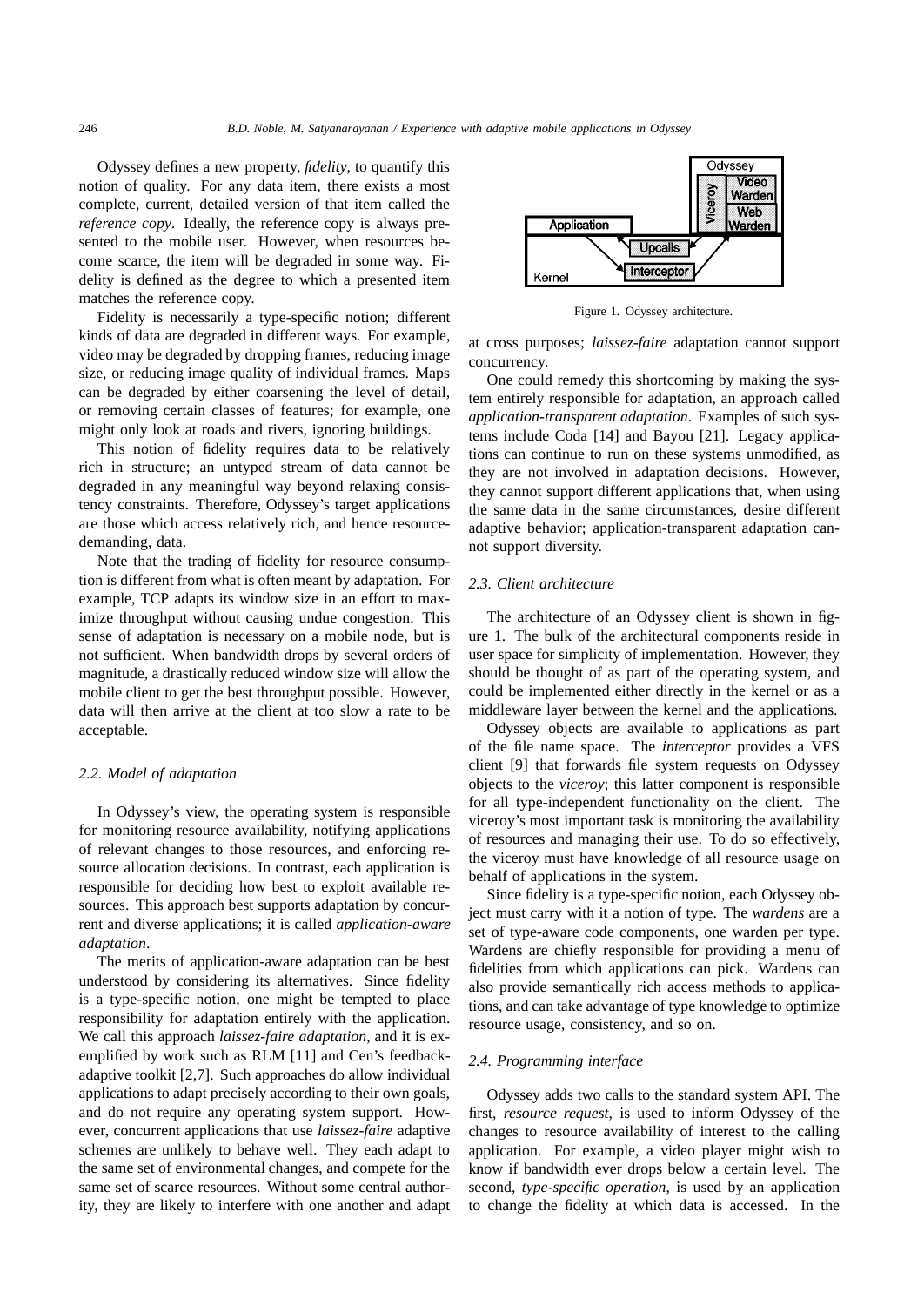Odyssey defines a new property, *fidelity*, to quantify this notion of quality. For any data item, there exists a most complete, current, detailed version of that item called the *reference copy*. Ideally, the reference copy is always presented to the mobile user. However, when resources become scarce, the item will be degraded in some way. Fidelity is defined as the degree to which a presented item matches the reference copy.

Fidelity is necessarily a type-specific notion; different kinds of data are degraded in different ways. For example, video may be degraded by dropping frames, reducing image size, or reducing image quality of individual frames. Maps can be degraded by either coarsening the level of detail, or removing certain classes of features; for example, one might only look at roads and rivers, ignoring buildings.

This notion of fidelity requires data to be relatively rich in structure; an untyped stream of data cannot be degraded in any meaningful way beyond relaxing consistency constraints. Therefore, Odyssey's target applications are those which access relatively rich, and hence resource-demanding, data.

Note that the trading of fidelity for resource consumption is different from what is often meant by adaptation. For example, TCP adapts its window size in an effort to maximize throughput without causing undue congestion. This sense of adaptation is necessary on a mobile node, but is not sufficient. When bandwidth drops by several orders of magnitude, a drastically reduced window size will allow the mobile client to get the best throughput possible. However, data will then arrive at the client at too slow a rate to be acceptable.

### 2.2. Model of adaptation

In Odyssey's view, the operating system is responsible for monitoring resource availability, notifying applications of relevant changes to those resources, and enforcing resource allocation decisions. In contrast, each application is responsible for deciding how best to exploit available resources. This approach best supports adaptation by concurrent and diverse applications; it is called *application-aware adaptation*.

The merits of application-aware adaptation can be best understood by considering its alternatives. Since fidelity is a type-specific notion, one might be tempted to place responsibility for adaptation entirely with the application. We call this approach *laissez-faire adaptation*, and it is exemplified by work such as RLM [11] and Cen's feedback-adaptive toolkit [2,7]. Such approaches do allow individual applications to adapt precisely according to their own goals, and do not require any operating system support. However, concurrent applications that use *laissez-faire* adaptive schemes are unlikely to behave well. They each adapt to the same set of environmental changes, and compete for the same set of scarce resources. Without some central authority, they are likely to interfere with one another and adapt at cross purposes; *laissez-faire* adaptation cannot support concurrency.

One could remedy this shortcoming by making the system entirely responsible for adaptation, an approach called *application-transparent adaptation*. Examples of such systems include Coda [14] and Bayou [21]. Legacy applications can continue to run on these systems unmodified, as they are not involved in adaptation decisions. However, they cannot support different applications that, when using the same data in the same circumstances, desire different adaptive behavior; application-transparent adaptation cannot support diversity.

Figure 1. Odyssey architecture.

### 2.3. Client architecture

The architecture of an Odyssey client is shown in figure 1. The bulk of the architectural components reside in user space for simplicity of implementation. However, they should be thought of as part of the operating system, and could be implemented either directly in the kernel or as a middleware layer between the kernel and the applications.

Odyssey objects are available to applications as part of the file name space. The *interceptor* provides a VFS client [9] that forwards file system requests on Odyssey objects to the *viceroy*; this latter component is responsible for all type-independent functionality on the client. The viceroy's most important task is monitoring the availability of resources and managing their use. To do so effectively, the viceroy must have knowledge of all resource usage on behalf of applications in the system.

Since fidelity is a type-specific notion, each Odyssey object must carry with it a notion of type. The *wardens* are a set of type-aware code components, one warden per type. Wardens are chiefly responsible for providing a menu of fidelities from which applications can pick. Wardens can also provide semantically rich access methods to applications, and can take advantage of type knowledge to optimize resource usage, consistency, and so on.

### 2.4. Programming interface

Odyssey adds two calls to the standard system API. The first, *resource request*, is used to inform Odyssey of the changes to resource availability of interest to the calling application. For example, a video player might wish to know if bandwidth ever drops below a certain level. The second, *type-specific operation*, is used by an application to change the fidelity at which data is accessed. In the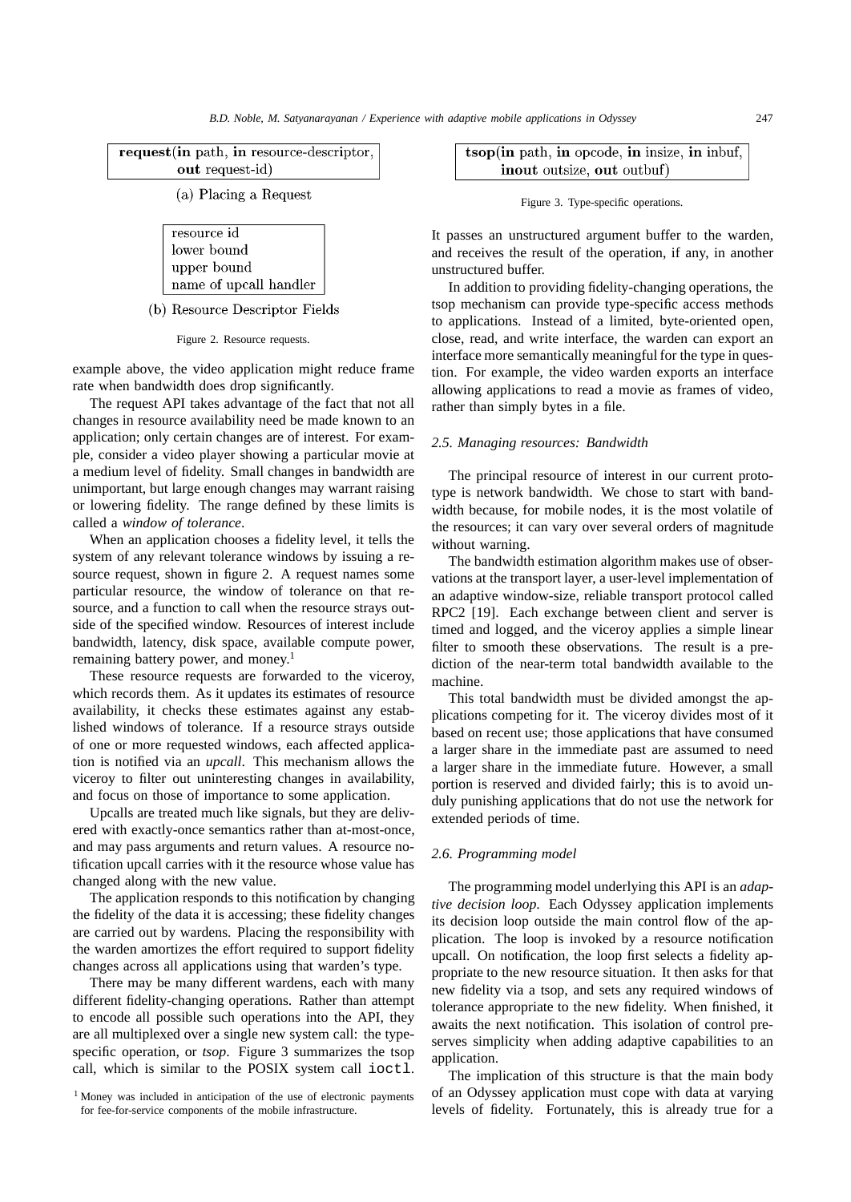**request**(**in** path, **in** resource-descriptor, **out** request-id)

(a) Placing a Request

| |
|---|
| resource id |
| lower bound |
| upper bound |
| name of upcall handler |

(b) Resource Descriptor Fields

Figure 2. Resource requests.

example above, the video application might reduce frame rate when bandwidth does drop significantly.

The request API takes advantage of the fact that not all changes in resource availability need be made known to an application; only certain changes are of interest. For example, consider a video player showing a particular movie at a medium level of fidelity. Small changes in bandwidth are unimportant, but large enough changes may warrant raising or lowering fidelity. The range defined by these limits is called a *window of tolerance*.

When an application chooses a fidelity level, it tells the system of any relevant tolerance windows by issuing a resource request, shown in figure 2. A request names some particular resource, the window of tolerance on that resource, and a function to call when the resource strays outside of the specified window. Resources of interest include bandwidth, latency, disk space, available compute power, remaining battery power, and money.[1]

These resource requests are forwarded to the viceroy, which records them. As it updates its estimates of resource availability, it checks these estimates against any established windows of tolerance. If a resource strays outside of one or more requested windows, each affected application is notified via an *upcall*. This mechanism allows the viceroy to filter out uninteresting changes in availability, and focus on those of importance to some application.

Upcalls are treated much like signals, but they are delivered with exactly-once semantics rather than at-most-once, and may pass arguments and return values. A resource notification upcall carries with it the resource whose value has changed along with the new value.

The application responds to this notification by changing the fidelity of the data it is accessing; these fidelity changes are carried out by wardens. Placing the responsibility with the warden amortizes the effort required to support fidelity changes across all applications using that warden's type.

There may be many different wardens, each with many different fidelity-changing operations. Rather than attempt to encode all possible such operations into the API, they are all multiplexed over a single new system call: the type-specific operation, or *tsop*. Figure 3 summarizes the tsop call, which is similar to the POSIX system call `ioctl`.

[1] Money was included in anticipation of the use of electronic payments for fee-for-service components of the mobile infrastructure.

**tsop**(**in** path, **in** opcode, **in** insize, **in** inbuf, **inout** outsize, **out** outbuf)

Figure 3. Type-specific operations.

It passes an unstructured argument buffer to the warden, and receives the result of the operation, if any, in another unstructured buffer.

In addition to providing fidelity-changing operations, the tsop mechanism can provide type-specific access methods to applications. Instead of a limited, byte-oriented open, close, read, and write interface, the warden can export an interface more semantically meaningful for the type in question. For example, the video warden exports an interface allowing applications to read a movie as frames of video, rather than simply bytes in a file.

### 2.5. Managing resources: Bandwidth

The principal resource of interest in our current prototype is network bandwidth. We chose to start with bandwidth because, for mobile nodes, it is the most volatile of the resources; it can vary over several orders of magnitude without warning.

The bandwidth estimation algorithm makes use of observations at the transport layer, a user-level implementation of an adaptive window-size, reliable transport protocol called RPC2 [19]. Each exchange between client and server is timed and logged, and the viceroy applies a simple linear filter to smooth these observations. The result is a prediction of the near-term total bandwidth available to the machine.

This total bandwidth must be divided amongst the applications competing for it. The viceroy divides most of it based on recent use; those applications that have consumed a larger share in the immediate past are assumed to need a larger share in the immediate future. However, a small portion is reserved and divided fairly; this is to avoid unduly punishing applications that do not use the network for extended periods of time.

### 2.6. Programming model

The programming model underlying this API is an *adaptive decision loop*. Each Odyssey application implements its decision loop outside the main control flow of the application. The loop is invoked by a resource notification upcall. On notification, the loop first selects a fidelity appropriate to the new resource situation. It then asks for that new fidelity via a tsop, and sets any required windows of tolerance appropriate to the new fidelity. When finished, it awaits the next notification. This isolation of control preserves simplicity when adding adaptive capabilities to an application.

The implication of this structure is that the main body of an Odyssey application must cope with data at varying levels of fidelity. Fortunately, this is already true for a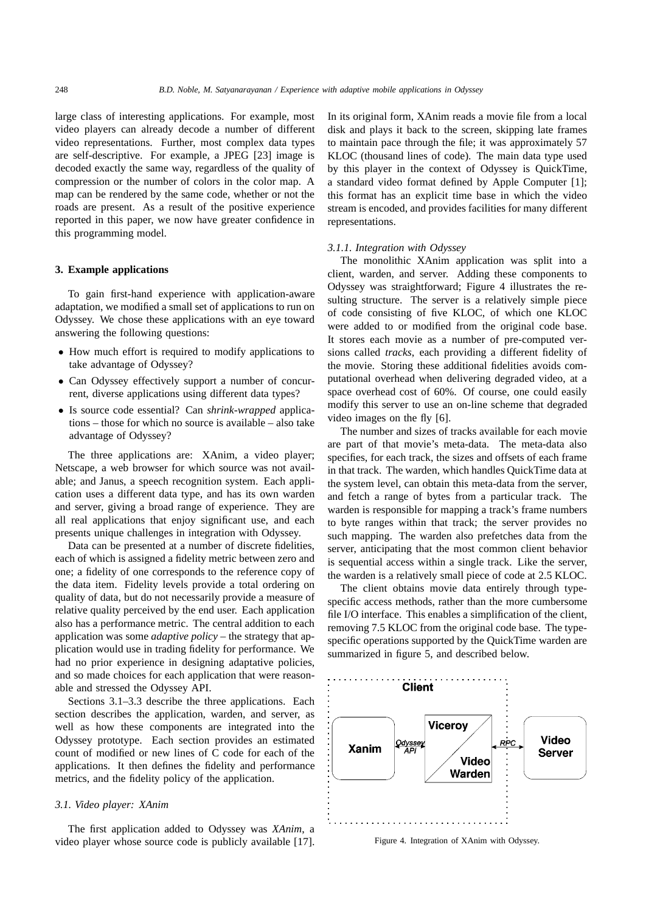large class of interesting applications. For example, most video players can already decode a number of different video representations. Further, most complex data types are self-descriptive. For example, a JPEG [23] image is decoded exactly the same way, regardless of the quality of compression or the number of colors in the color map. A map can be rendered by the same code, whether or not the roads are present. As a result of the positive experience reported in this paper, we now have greater confidence in this programming model.

## 3. Example applications

To gain first-hand experience with application-aware adaptation, we modified a small set of applications to run on Odyssey. We chose these applications with an eye toward answering the following questions:

- How much effort is required to modify applications to take advantage of Odyssey?
- Can Odyssey effectively support a number of concurrent, diverse applications using different data types?
- Is source code essential? Can *shrink-wrapped* applications – those for which no source is available – also take advantage of Odyssey?

The three applications are: XAnim, a video player; Netscape, a web browser for which source was not available; and Janus, a speech recognition system. Each application uses a different data type, and has its own warden and server, giving a broad range of experience. They are all real applications that enjoy significant use, and each presents unique challenges in integration with Odyssey.

Data can be presented at a number of discrete fidelities, each of which is assigned a fidelity metric between zero and one; a fidelity of one corresponds to the reference copy of the data item. Fidelity levels provide a total ordering on quality of data, but do not necessarily provide a measure of relative quality perceived by the end user. Each application also has a performance metric. The central addition to each application was some *adaptive policy* – the strategy that application would use in trading fidelity for performance. We had no prior experience in designing adaptative policies, and so made choices for each application that were reasonable and stressed the Odyssey API.

Sections 3.1–3.3 describe the three applications. Each section describes the application, warden, and server, as well as how these components are integrated into the Odyssey prototype. Each section provides an estimated count of modified or new lines of C code for each of the applications. It then defines the fidelity and performance metrics, and the fidelity policy of the application.

### 3.1. Video player: XAnim

The first application added to Odyssey was *XAnim*, a video player whose source code is publicly available [17]. In its original form, XAnim reads a movie file from a local disk and plays it back to the screen, skipping late frames to maintain pace through the file; it was approximately 57 KLOC (thousand lines of code). The main data type used by this player in the context of Odyssey is QuickTime, a standard video format defined by Apple Computer [1]; this format has an explicit time base in which the video stream is encoded, and provides facilities for many different representations.

#### 3.1.1. Integration with Odyssey

The monolithic XAnim application was split into a client, warden, and server. Adding these components to Odyssey was straightforward; Figure 4 illustrates the resulting structure. The server is a relatively simple piece of code consisting of five KLOC, of which one KLOC were added to or modified from the original code base. It stores each movie as a number of pre-computed versions called *tracks*, each providing a different fidelity of the movie. Storing these additional fidelities avoids computational overhead when delivering degraded video, at a space overhead cost of 60%. Of course, one could easily modify this server to use an on-line scheme that degraded video images on the fly [6].

The number and sizes of tracks available for each movie are part of that movie's meta-data. The meta-data also specifies, for each track, the sizes and offsets of each frame in that track. The warden, which handles QuickTime data at the system level, can obtain this meta-data from the server, and fetch a range of bytes from a particular track. The warden is responsible for mapping a track's frame numbers to byte ranges within that track; the server provides no such mapping. The warden also prefetches data from the server, anticipating that the most common client behavior is sequential access within a single track. Like the server, the warden is a relatively small piece of code at 2.5 KLOC.

The client obtains movie data entirely through type-specific access methods, rather than the more cumbersome file I/O interface. This enables a simplification of the client, removing 7.5 KLOC from the original code base. The type-specific operations supported by the QuickTime warden are summarized in figure 5, and described below.

Client
Xanim
Odyssey API
Viceroy
Video Warden
RPC
Video Server

Figure 4. Integration of XAnim with Odyssey.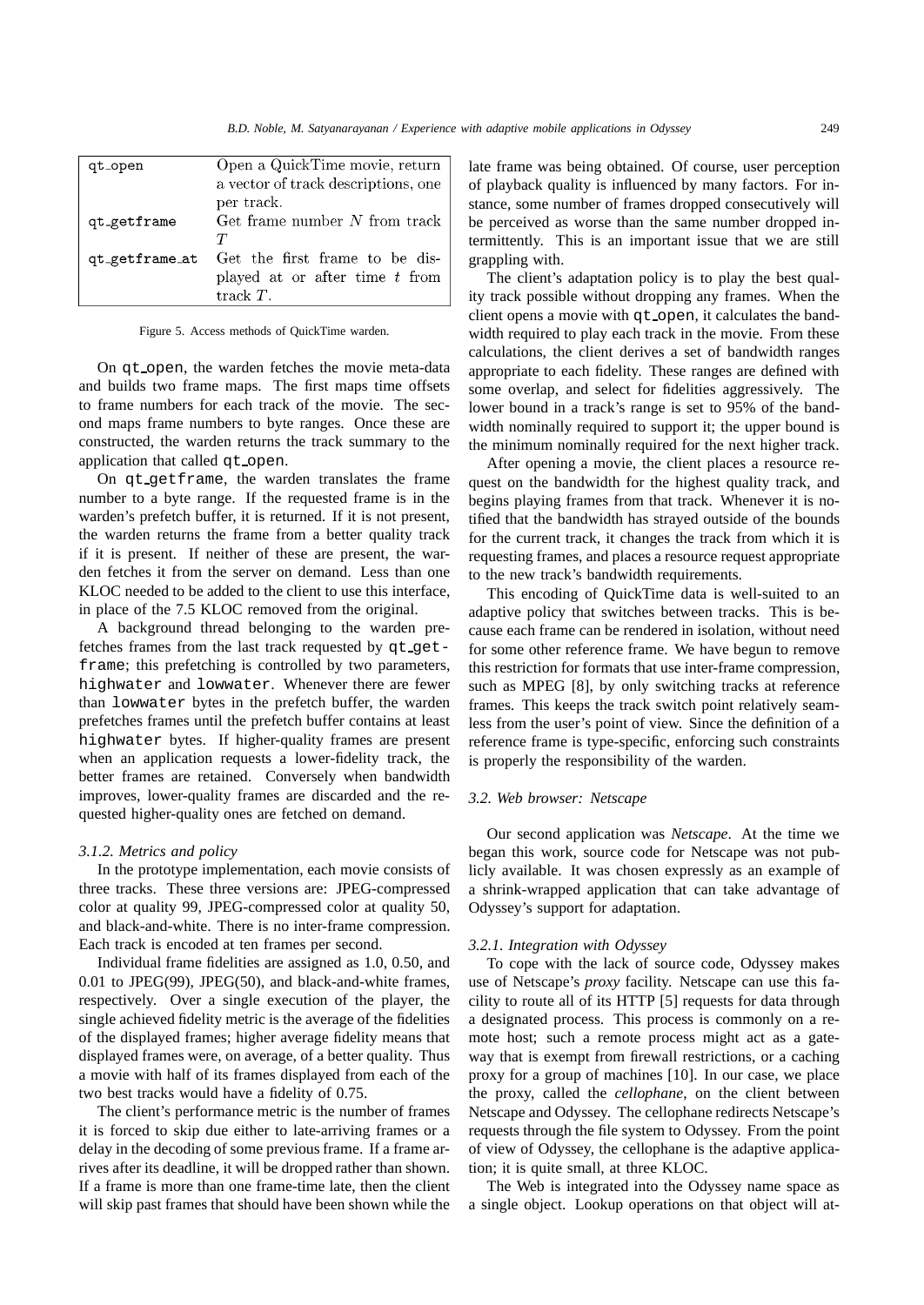| qt_open | Open a QuickTime movie, return a vector of track descriptions, one per track. |
|---|---|
| qt_getframe | Get frame number $N$ from track $T$ |
| qt_getframe_at | Get the first frame to be displayed at or after time $t$ from track $T$. |

Figure 5. Access methods of QuickTime warden.

On qt_open, the warden fetches the movie meta-data and builds two frame maps. The first maps time offsets to frame numbers for each track of the movie. The second maps frame numbers to byte ranges. Once these are constructed, the warden returns the track summary to the application that called qt_open.

On qt_getframe, the warden translates the frame number to a byte range. If the requested frame is in the warden's prefetch buffer, it is returned. If it is not present, the warden returns the frame from a better quality track if it is present. If neither of these are present, the warden fetches it from the server on demand. Less than one KLOC needed to be added to the client to use this interface, in place of the 7.5 KLOC removed from the original.

A background thread belonging to the warden prefetches frames from the last track requested by qt_getframe; this prefetching is controlled by two parameters, highwater and lowwater. Whenever there are fewer than lowwater bytes in the prefetch buffer, the warden prefetches frames until the prefetch buffer contains at least highwater bytes. If higher-quality frames are present when an application requests a lower-fidelity track, the better frames are retained. Conversely when bandwidth improves, lower-quality frames are discarded and the requested higher-quality ones are fetched on demand.

#### *3.1.2. Metrics and policy*

In the prototype implementation, each movie consists of three tracks. These three versions are: JPEG-compressed color at quality 99, JPEG-compressed color at quality 50, and black-and-white. There is no inter-frame compression. Each track is encoded at ten frames per second.

Individual frame fidelities are assigned as 1.0, 0.50, and 0.01 to JPEG(99), JPEG(50), and black-and-white frames, respectively. Over a single execution of the player, the single achieved fidelity metric is the average of the fidelities of the displayed frames; higher average fidelity means that displayed frames were, on average, of a better quality. Thus a movie with half of its frames displayed from each of the two best tracks would have a fidelity of 0.75.

The client's performance metric is the number of frames it is forced to skip due either to late-arriving frames or a delay in the decoding of some previous frame. If a frame arrives after its deadline, it will be dropped rather than shown. If a frame is more than one frame-time late, then the client will skip past frames that should have been shown while the late frame was being obtained. Of course, user perception of playback quality is influenced by many factors. For instance, some number of frames dropped consecutively will be perceived as worse than the same number dropped intermittently. This is an important issue that we are still grappling with.

The client's adaptation policy is to play the best quality track possible without dropping any frames. When the client opens a movie with qt_open, it calculates the bandwidth required to play each track in the movie. From these calculations, the client derives a set of bandwidth ranges appropriate to each fidelity. These ranges are defined with some overlap, and select for fidelities aggressively. The lower bound in a track's range is set to 95% of the bandwidth nominally required to support it; the upper bound is the minimum nominally required for the next higher track.

After opening a movie, the client places a resource request on the bandwidth for the highest quality track, and begins playing frames from that track. Whenever it is notified that the bandwidth has strayed outside of the bounds for the current track, it changes the track from which it is requesting frames, and places a resource request appropriate to the new track's bandwidth requirements.

This encoding of QuickTime data is well-suited to an adaptive policy that switches between tracks. This is because each frame can be rendered in isolation, without need for some other reference frame. We have begun to remove this restriction for formats that use inter-frame compression, such as MPEG [8], by only switching tracks at reference frames. This keeps the track switch point relatively seamless from the user's point of view. Since the definition of a reference frame is type-specific, enforcing such constraints is properly the responsibility of the warden.

### *3.2. Web browser: Netscape*

Our second application was *Netscape*. At the time we began this work, source code for Netscape was not publicly available. It was chosen expressly as an example of a shrink-wrapped application that can take advantage of Odyssey's support for adaptation.

#### *3.2.1. Integration with Odyssey*

To cope with the lack of source code, Odyssey makes use of Netscape's *proxy* facility. Netscape can use this facility to route all of its HTTP [5] requests for data through a designated process. This process is commonly on a remote host; such a remote process might act as a gateway that is exempt from firewall restrictions, or a caching proxy for a group of machines [10]. In our case, we place the proxy, called the *cellophane*, on the client between Netscape and Odyssey. The cellophane redirects Netscape's requests through the file system to Odyssey. From the point of view of Odyssey, the cellophane is the adaptive application; it is quite small, at three KLOC.

The Web is integrated into the Odyssey name space as a single object. Lookup operations on that object will at-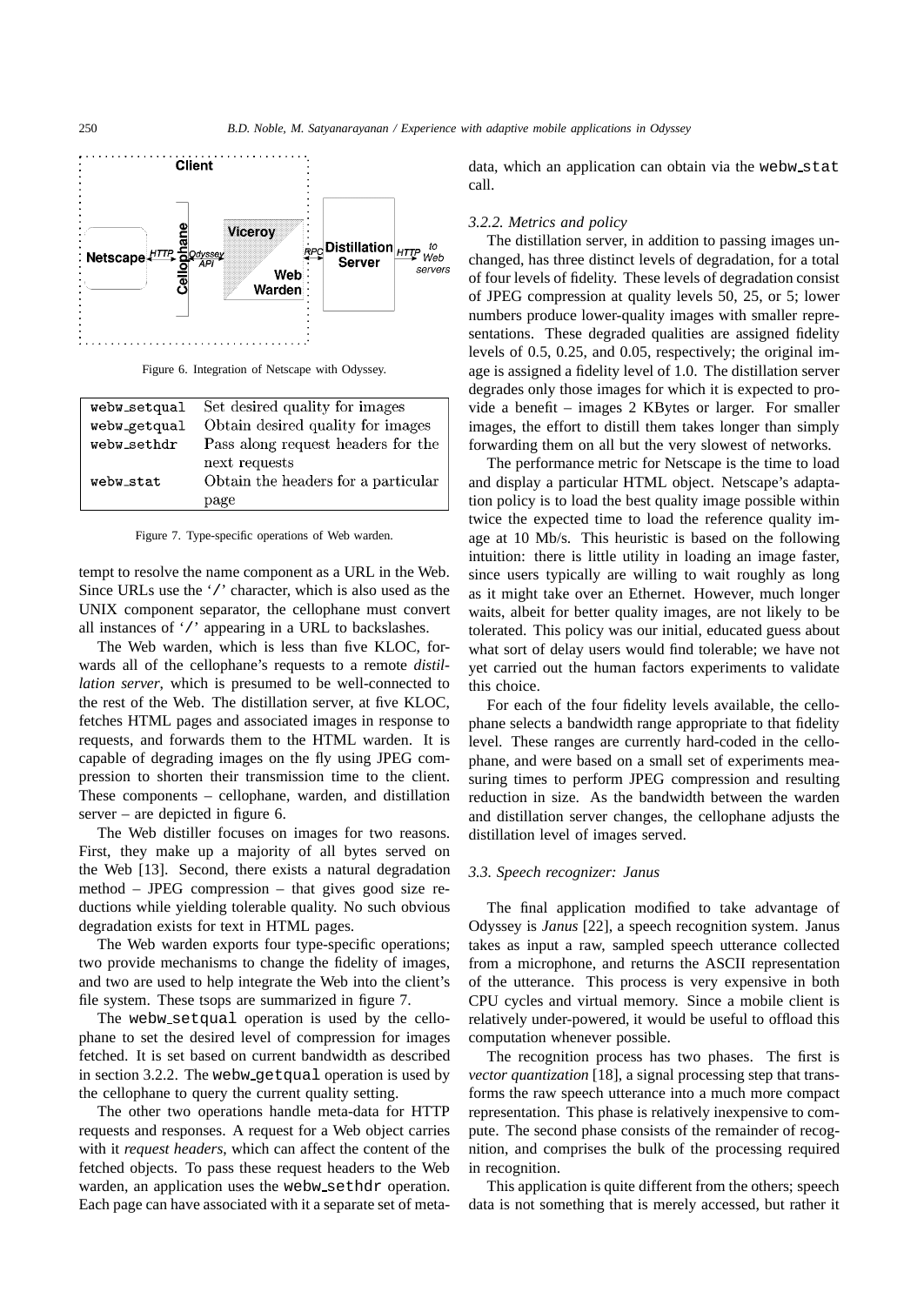Client

Netscape HTTP Cellophane Odyssey API Viceroy Web Warden RPC Distillation Server HTTP to Web servers

Figure 6. Integration of Netscape with Odyssey.

| | |
|---|---|
| webw_setqual | Set desired quality for images |
| webw_getqual | Obtain desired quality for images |
| webw_sethdr | Pass along request headers for the next requests |
| webw_stat | Obtain the headers for a particular page |

Figure 7. Type-specific operations of Web warden.

tempt to resolve the name component as a URL in the Web. Since URLs use the '/' character, which is also used as the UNIX component separator, the cellophane must convert all instances of '/' appearing in a URL to backslashes.

The Web warden, which is less than five KLOC, forwards all of the cellophane's requests to a remote *distillation server*, which is presumed to be well-connected to the rest of the Web. The distillation server, at five KLOC, fetches HTML pages and associated images in response to requests, and forwards them to the HTML warden. It is capable of degrading images on the fly using JPEG compression to shorten their transmission time to the client. These components – cellophane, warden, and distillation server – are depicted in figure 6.

The Web distiller focuses on images for two reasons. First, they make up a majority of all bytes served on the Web [13]. Second, there exists a natural degradation method – JPEG compression – that gives good size reductions while yielding tolerable quality. No such obvious degradation exists for text in HTML pages.

The Web warden exports four type-specific operations; two provide mechanisms to change the fidelity of images, and two are used to help integrate the Web into the client's file system. These tsops are summarized in figure 7.

The webw_setqual operation is used by the cellophane to set the desired level of compression for images fetched. It is set based on current bandwidth as described in section 3.2.2. The webw_getqual operation is used by the cellophane to query the current quality setting.

The other two operations handle meta-data for HTTP requests and responses. A request for a Web object carries with it *request headers*, which can affect the content of the fetched objects. To pass these request headers to the Web warden, an application uses the webw_sethdr operation. Each page can have associated with it a separate set of meta-data, which an application can obtain via the webw_stat call.

#### 3.2.2. Metrics and policy

The distillation server, in addition to passing images unchanged, has three distinct levels of degradation, for a total of four levels of fidelity. These levels of degradation consist of JPEG compression at quality levels 50, 25, or 5; lower numbers produce lower-quality images with smaller representations. These degraded qualities are assigned fidelity levels of 0.5, 0.25, and 0.05, respectively; the original image is assigned a fidelity level of 1.0. The distillation server degrades only those images for which it is expected to provide a benefit – images 2 KBytes or larger. For smaller images, the effort to distill them takes longer than simply forwarding them on all but the very slowest of networks.

The performance metric for Netscape is the time to load and display a particular HTML object. Netscape's adaptation policy is to load the best quality image possible within twice the expected time to load the reference quality image at 10 Mb/s. This heuristic is based on the following intuition: there is little utility in loading an image faster, since users typically are willing to wait roughly as long as it might take over an Ethernet. However, much longer waits, albeit for better quality images, are not likely to be tolerated. This policy was our initial, educated guess about what sort of delay users would find tolerable; we have not yet carried out the human factors experiments to validate this choice.

For each of the four fidelity levels available, the cellophane selects a bandwidth range appropriate to that fidelity level. These ranges are currently hard-coded in the cellophane, and were based on a small set of experiments measuring times to perform JPEG compression and resulting reduction in size. As the bandwidth between the warden and distillation server changes, the cellophane adjusts the distillation level of images served.

### 3.3. Speech recognizer: Janus

The final application modified to take advantage of Odyssey is *Janus* [22], a speech recognition system. Janus takes as input a raw, sampled speech utterance collected from a microphone, and returns the ASCII representation of the utterance. This process is very expensive in both CPU cycles and virtual memory. Since a mobile client is relatively under-powered, it would be useful to offload this computation whenever possible.

The recognition process has two phases. The first is *vector quantization* [18], a signal processing step that transforms the raw speech utterance into a much more compact representation. This phase is relatively inexpensive to compute. The second phase consists of the remainder of recognition, and comprises the bulk of the processing required in recognition.

This application is quite different from the others; speech data is not something that is merely accessed, but rather it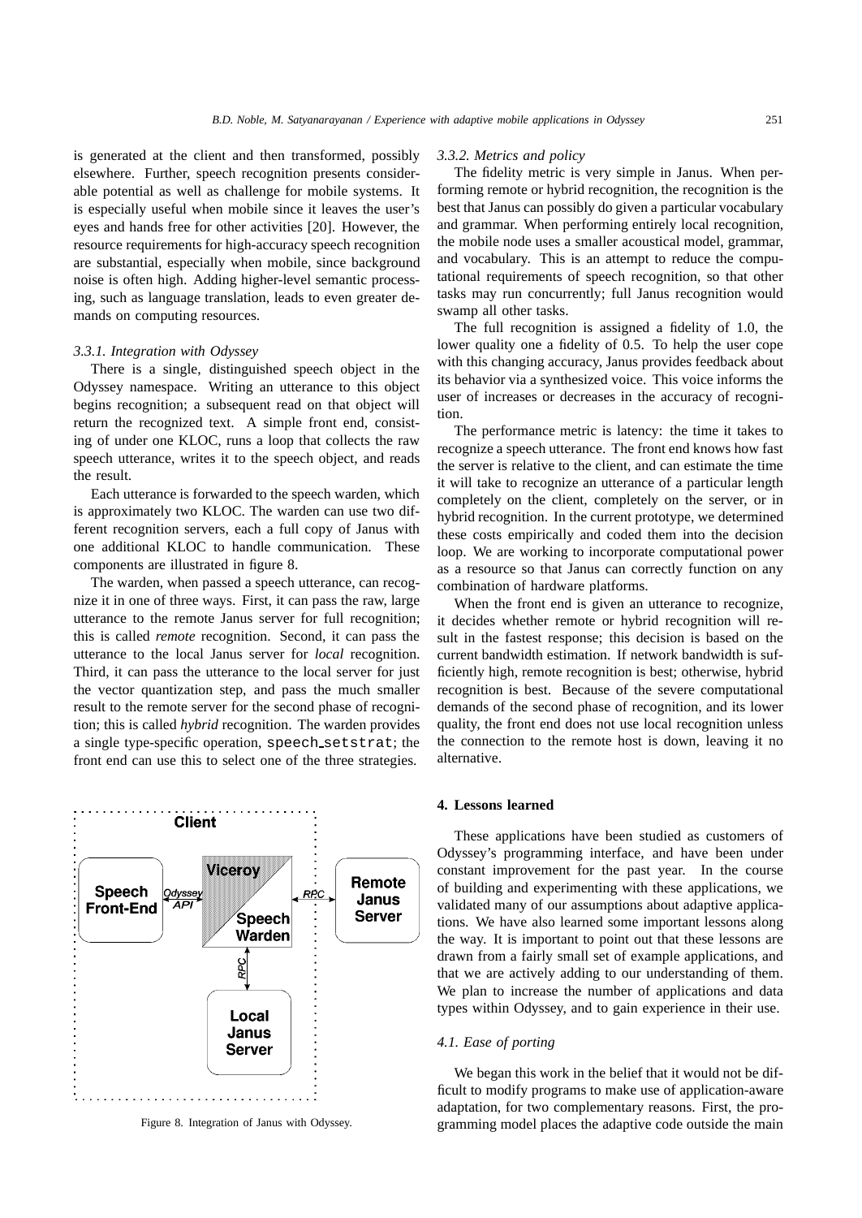is generated at the client and then transformed, possibly elsewhere. Further, speech recognition presents considerable potential as well as challenge for mobile systems. It is especially useful when mobile since it leaves the user's eyes and hands free for other activities [20]. However, the resource requirements for high-accuracy speech recognition are substantial, especially when mobile, since background noise is often high. Adding higher-level semantic processing, such as language translation, leads to even greater demands on computing resources.

#### *3.3.1. Integration with Odyssey*

There is a single, distinguished speech object in the Odyssey namespace. Writing an utterance to this object begins recognition; a subsequent read on that object will return the recognized text. A simple front end, consisting of under one KLOC, runs a loop that collects the raw speech utterance, writes it to the speech object, and reads the result.

Each utterance is forwarded to the speech warden, which is approximately two KLOC. The warden can use two different recognition servers, each a full copy of Janus with one additional KLOC to handle communication. These components are illustrated in figure 8.

The warden, when passed a speech utterance, can recognize it in one of three ways. First, it can pass the raw, large utterance to the remote Janus server for full recognition; this is called *remote* recognition. Second, it can pass the utterance to the local Janus server for *local* recognition. Third, it can pass the utterance to the local server for just the vector quantization step, and pass the much smaller result to the remote server for the second phase of recognition; this is called *hybrid* recognition. The warden provides a single type-specific operation, `speech_setstrat`; the front end can use this to select one of the three strategies.

Figure 8. Integration of Janus with Odyssey.

#### *3.3.2. Metrics and policy*

The fidelity metric is very simple in Janus. When performing remote or hybrid recognition, the recognition is the best that Janus can possibly do given a particular vocabulary and grammar. When performing entirely local recognition, the mobile node uses a smaller acoustical model, grammar, and vocabulary. This is an attempt to reduce the computational requirements of speech recognition, so that other tasks may run concurrently; full Janus recognition would swamp all other tasks.

The full recognition is assigned a fidelity of 1.0, the lower quality one a fidelity of 0.5. To help the user cope with this changing accuracy, Janus provides feedback about its behavior via a synthesized voice. This voice informs the user of increases or decreases in the accuracy of recognition.

The performance metric is latency: the time it takes to recognize a speech utterance. The front end knows how fast the server is relative to the client, and can estimate the time it will take to recognize an utterance of a particular length completely on the client, completely on the server, or in hybrid recognition. In the current prototype, we determined these costs empirically and coded them into the decision loop. We are working to incorporate computational power as a resource so that Janus can correctly function on any combination of hardware platforms.

When the front end is given an utterance to recognize, it decides whether remote or hybrid recognition will result in the fastest response; this decision is based on the current bandwidth estimation. If network bandwidth is sufficiently high, remote recognition is best; otherwise, hybrid recognition is best. Because of the severe computational demands of the second phase of recognition, and its lower quality, the front end does not use local recognition unless the connection to the remote host is down, leaving it no alternative.

## 4. Lessons learned

These applications have been studied as customers of Odyssey's programming interface, and have been under constant improvement for the past year. In the course of building and experimenting with these applications, we validated many of our assumptions about adaptive applications. We have also learned some important lessons along the way. It is important to point out that these lessons are drawn from a fairly small set of example applications, and that we are actively adding to our understanding of them. We plan to increase the number of applications and data types within Odyssey, and to gain experience in their use.

### *4.1. Ease of porting*

We began this work in the belief that it would not be difficult to modify programs to make use of application-aware adaptation, for two complementary reasons. First, the programming model places the adaptive code outside the main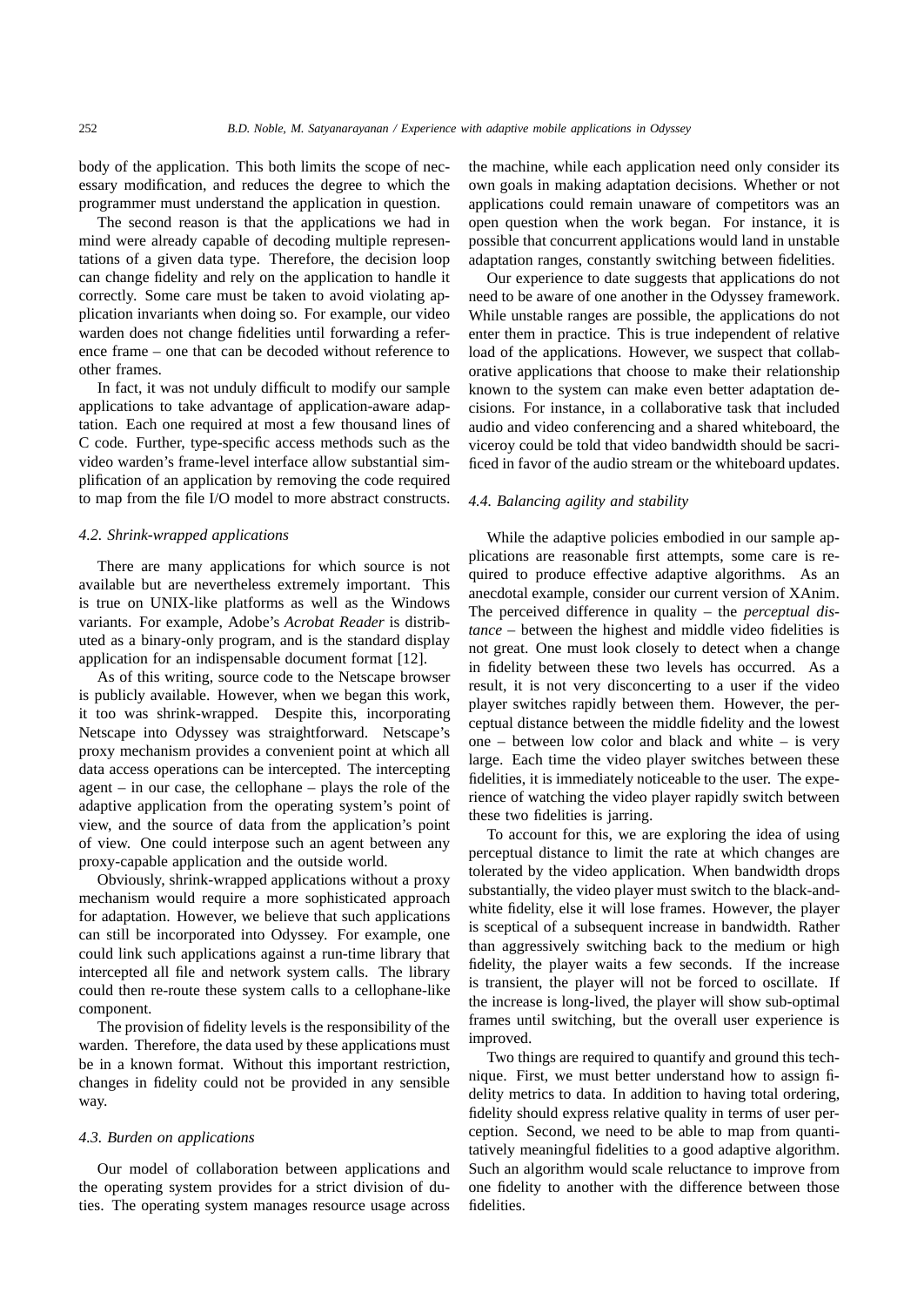body of the application. This both limits the scope of necessary modification, and reduces the degree to which the programmer must understand the application in question.

The second reason is that the applications we had in mind were already capable of decoding multiple representations of a given data type. Therefore, the decision loop can change fidelity and rely on the application to handle it correctly. Some care must be taken to avoid violating application invariants when doing so. For example, our video warden does not change fidelities until forwarding a reference frame – one that can be decoded without reference to other frames.

In fact, it was not unduly difficult to modify our sample applications to take advantage of application-aware adaptation. Each one required at most a few thousand lines of C code. Further, type-specific access methods such as the video warden's frame-level interface allow substantial simplification of an application by removing the code required to map from the file I/O model to more abstract constructs.

### *4.2. Shrink-wrapped applications*

There are many applications for which source is not available but are nevertheless extremely important. This is true on UNIX-like platforms as well as the Windows variants. For example, Adobe's *Acrobat Reader* is distributed as a binary-only program, and is the standard display application for an indispensable document format [12].

As of this writing, source code to the Netscape browser is publicly available. However, when we began this work, it too was shrink-wrapped. Despite this, incorporating Netscape into Odyssey was straightforward. Netscape's proxy mechanism provides a convenient point at which all data access operations can be intercepted. The intercepting agent – in our case, the cellophane – plays the role of the adaptive application from the operating system's point of view, and the source of data from the application's point of view. One could interpose such an agent between any proxy-capable application and the outside world.

Obviously, shrink-wrapped applications without a proxy mechanism would require a more sophisticated approach for adaptation. However, we believe that such applications can still be incorporated into Odyssey. For example, one could link such applications against a run-time library that intercepted all file and network system calls. The library could then re-route these system calls to a cellophane-like component.

The provision of fidelity levels is the responsibility of the warden. Therefore, the data used by these applications must be in a known format. Without this important restriction, changes in fidelity could not be provided in any sensible way.

### *4.3. Burden on applications*

Our model of collaboration between applications and the operating system provides for a strict division of duties. The operating system manages resource usage across the machine, while each application need only consider its own goals in making adaptation decisions. Whether or not applications could remain unaware of competitors was an open question when the work began. For instance, it is possible that concurrent applications would land in unstable adaptation ranges, constantly switching between fidelities.

Our experience to date suggests that applications do not need to be aware of one another in the Odyssey framework. While unstable ranges are possible, the applications do not enter them in practice. This is true independent of relative load of the applications. However, we suspect that collaborative applications that choose to make their relationship known to the system can make even better adaptation decisions. For instance, in a collaborative task that included audio and video conferencing and a shared whiteboard, the viceroy could be told that video bandwidth should be sacrificed in favor of the audio stream or the whiteboard updates.

### *4.4. Balancing agility and stability*

While the adaptive policies embodied in our sample applications are reasonable first attempts, some care is required to produce effective adaptive algorithms. As an anecdotal example, consider our current version of XAnim. The perceived difference in quality – the *perceptual distance* – between the highest and middle video fidelities is not great. One must look closely to detect when a change in fidelity between these two levels has occurred. As a result, it is not very disconcerting to a user if the video player switches rapidly between them. However, the perceptual distance between the middle fidelity and the lowest one – between low color and black and white – is very large. Each time the video player switches between these fidelities, it is immediately noticeable to the user. The experience of watching the video player rapidly switch between these two fidelities is jarring.

To account for this, we are exploring the idea of using perceptual distance to limit the rate at which changes are tolerated by the video application. When bandwidth drops substantially, the video player must switch to the black-and-white fidelity, else it will lose frames. However, the player is sceptical of a subsequent increase in bandwidth. Rather than aggressively switching back to the medium or high fidelity, the player waits a few seconds. If the increase is transient, the player will not be forced to oscillate. If the increase is long-lived, the player will show sub-optimal frames until switching, but the overall user experience is improved.

Two things are required to quantify and ground this technique. First, we must better understand how to assign fidelity metrics to data. In addition to having total ordering, fidelity should express relative quality in terms of user perception. Second, we need to be able to map from quantitatively meaningful fidelities to a good adaptive algorithm. Such an algorithm would scale reluctance to improve from one fidelity to another with the difference between those fidelities.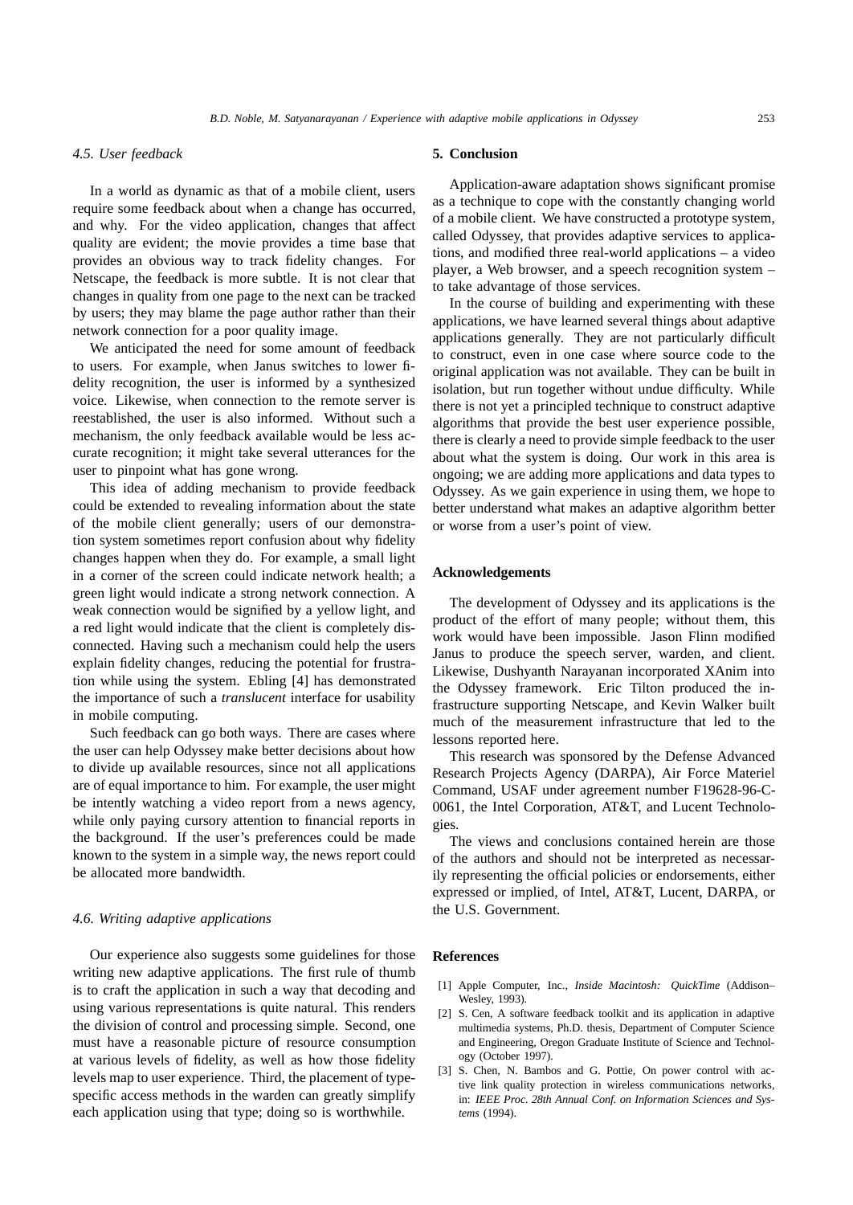### 4.5. User feedback

In a world as dynamic as that of a mobile client, users require some feedback about when a change has occurred, and why. For the video application, changes that affect quality are evident; the movie provides a time base that provides an obvious way to track fidelity changes. For Netscape, the feedback is more subtle. It is not clear that changes in quality from one page to the next can be tracked by users; they may blame the page author rather than their network connection for a poor quality image.

We anticipated the need for some amount of feedback to users. For example, when Janus switches to lower fidelity recognition, the user is informed by a synthesized voice. Likewise, when connection to the remote server is reestablished, the user is also informed. Without such a mechanism, the only feedback available would be less accurate recognition; it might take several utterances for the user to pinpoint what has gone wrong.

This idea of adding mechanism to provide feedback could be extended to revealing information about the state of the mobile client generally; users of our demonstration system sometimes report confusion about why fidelity changes happen when they do. For example, a small light in a corner of the screen could indicate network health; a green light would indicate a strong network connection. A weak connection would be signified by a yellow light, and a red light would indicate that the client is completely disconnected. Having such a mechanism could help the users explain fidelity changes, reducing the potential for frustration while using the system. Ebling [4] has demonstrated the importance of such a *translucent* interface for usability in mobile computing.

Such feedback can go both ways. There are cases where the user can help Odyssey make better decisions about how to divide up available resources, since not all applications are of equal importance to him. For example, the user might be intently watching a video report from a news agency, while only paying cursory attention to financial reports in the background. If the user's preferences could be made known to the system in a simple way, the news report could be allocated more bandwidth.

### 4.6. Writing adaptive applications

Our experience also suggests some guidelines for those writing new adaptive applications. The first rule of thumb is to craft the application in such a way that decoding and using various representations is quite natural. This renders the division of control and processing simple. Second, one must have a reasonable picture of resource consumption at various levels of fidelity, as well as how those fidelity levels map to user experience. Third, the placement of type-specific access methods in the warden can greatly simplify each application using that type; doing so is worthwhile.

## 5. Conclusion

Application-aware adaptation shows significant promise as a technique to cope with the constantly changing world of a mobile client. We have constructed a prototype system, called Odyssey, that provides adaptive services to applications, and modified three real-world applications – a video player, a Web browser, and a speech recognition system – to take advantage of those services.

In the course of building and experimenting with these applications, we have learned several things about adaptive applications generally. They are not particularly difficult to construct, even in one case where source code to the original application was not available. They can be built in isolation, but run together without undue difficulty. While there is not yet a principled technique to construct adaptive algorithms that provide the best user experience possible, there is clearly a need to provide simple feedback to the user about what the system is doing. Our work in this area is ongoing; we are adding more applications and data types to Odyssey. As we gain experience in using them, we hope to better understand what makes an adaptive algorithm better or worse from a user's point of view.

## Acknowledgements

The development of Odyssey and its applications is the product of the effort of many people; without them, this work would have been impossible. Jason Flinn modified Janus to produce the speech server, warden, and client. Likewise, Dushyanth Narayanan incorporated XAnim into the Odyssey framework. Eric Tilton produced the infrastructure supporting Netscape, and Kevin Walker built much of the measurement infrastructure that led to the lessons reported here.

This research was sponsored by the Defense Advanced Research Projects Agency (DARPA), Air Force Materiel Command, USAF under agreement number F19628-96-C-0061, the Intel Corporation, AT&T, and Lucent Technologies.

The views and conclusions contained herein are those of the authors and should not be interpreted as necessarily representing the official policies or endorsements, either expressed or implied, of Intel, AT&T, Lucent, DARPA, or the U.S. Government.

## References

[1] Apple Computer, Inc., *Inside Macintosh: QuickTime* (Addison–Wesley, 1993).

[2] S. Cen, A software feedback toolkit and its application in adaptive multimedia systems, Ph.D. thesis, Department of Computer Science and Engineering, Oregon Graduate Institute of Science and Technology (October 1997).

[3] S. Chen, N. Bambos and G. Pottie, On power control with active link quality protection in wireless communications networks, in: *IEEE Proc. 28th Annual Conf. on Information Sciences and Systems* (1994).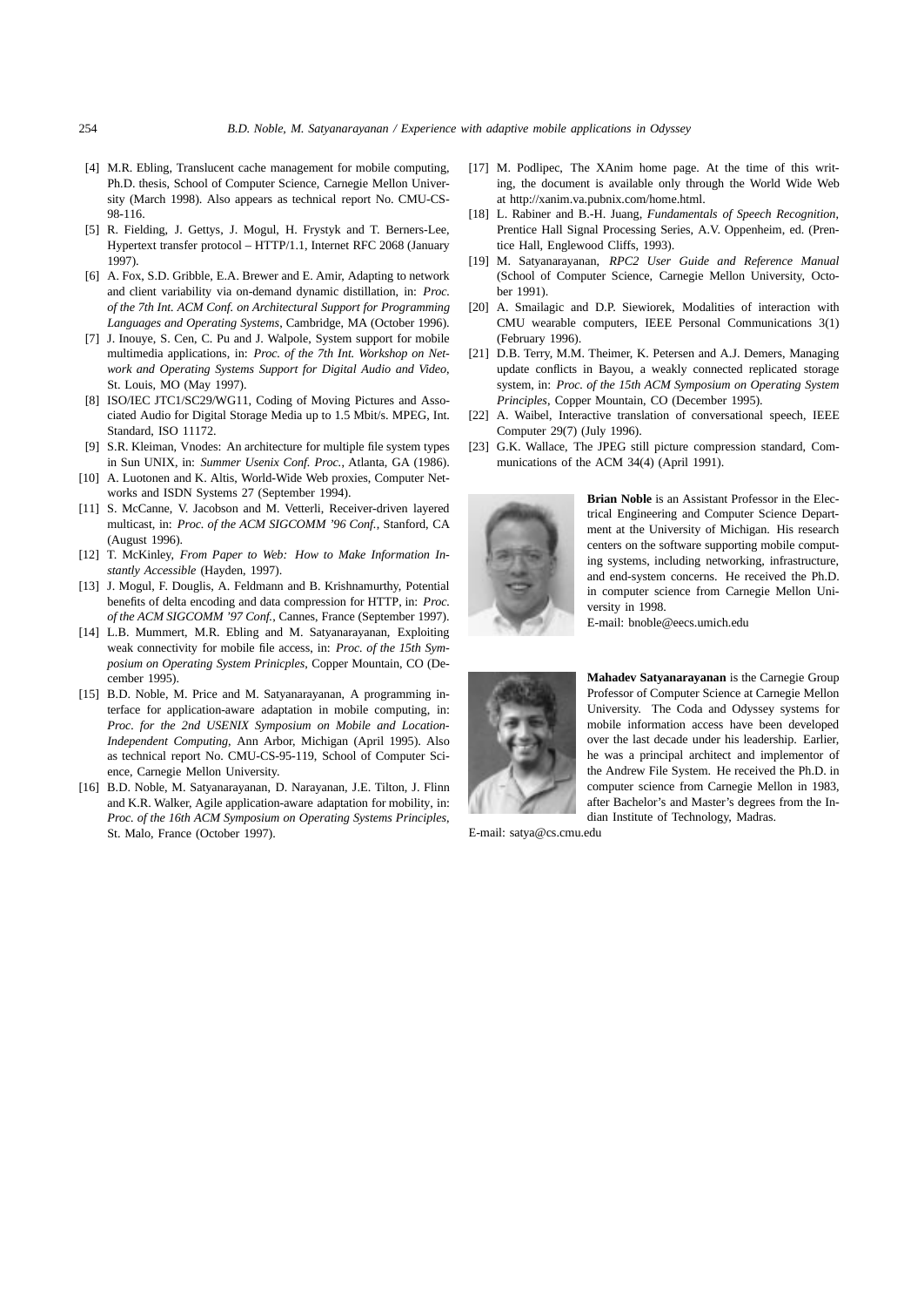[4] M.R. Ebling, Translucent cache management for mobile computing, Ph.D. thesis, School of Computer Science, Carnegie Mellon University (March 1998). Also appears as technical report No. CMU-CS-98-116.

[5] R. Fielding, J. Gettys, J. Mogul, H. Frystyk and T. Berners-Lee, Hypertext transfer protocol – HTTP/1.1, Internet RFC 2068 (January 1997).

[6] A. Fox, S.D. Gribble, E.A. Brewer and E. Amir, Adapting to network and client variability via on-demand dynamic distillation, in: *Proc. of the 7th Int. ACM Conf. on Architectural Support for Programming Languages and Operating Systems*, Cambridge, MA (October 1996).

[7] J. Inouye, S. Cen, C. Pu and J. Walpole, System support for mobile multimedia applications, in: *Proc. of the 7th Int. Workshop on Network and Operating Systems Support for Digital Audio and Video*, St. Louis, MO (May 1997).

[8] ISO/IEC JTC1/SC29/WG11, Coding of Moving Pictures and Associated Audio for Digital Storage Media up to 1.5 Mbit/s. MPEG, Int. Standard, ISO 11172.

[9] S.R. Kleiman, Vnodes: An architecture for multiple file system types in Sun UNIX, in: *Summer Usenix Conf. Proc.*, Atlanta, GA (1986).

[10] A. Luotonen and K. Altis, World-Wide Web proxies, Computer Networks and ISDN Systems 27 (September 1994).

[11] S. McCanne, V. Jacobson and M. Vetterli, Receiver-driven layered multicast, in: *Proc. of the ACM SIGCOMM '96 Conf.*, Stanford, CA (August 1996).

[12] T. McKinley, *From Paper to Web: How to Make Information Instantly Accessible* (Hayden, 1997).

[13] J. Mogul, F. Douglis, A. Feldmann and B. Krishnamurthy, Potential benefits of delta encoding and data compression for HTTP, in: *Proc. of the ACM SIGCOMM '97 Conf.*, Cannes, France (September 1997).

[14] L.B. Mummert, M.R. Ebling and M. Satyanarayanan, Exploiting weak connectivity for mobile file access, in: *Proc. of the 15th Symposium on Operating System Prinicples*, Copper Mountain, CO (December 1995).

[15] B.D. Noble, M. Price and M. Satyanarayanan, A programming interface for application-aware adaptation in mobile computing, in: *Proc. for the 2nd USENIX Symposium on Mobile and Location-Independent Computing*, Ann Arbor, Michigan (April 1995). Also as technical report No. CMU-CS-95-119, School of Computer Science, Carnegie Mellon University.

[16] B.D. Noble, M. Satyanarayanan, D. Narayanan, J.E. Tilton, J. Flinn and K.R. Walker, Agile application-aware adaptation for mobility, in: *Proc. of the 16th ACM Symposium on Operating Systems Principles*, St. Malo, France (October 1997).

[17] M. Podlipec, The XAnim home page. At the time of this writing, the document is available only through the World Wide Web at http://xanim.va.pubnix.com/home.html.

[18] L. Rabiner and B.-H. Juang, *Fundamentals of Speech Recognition*, Prentice Hall Signal Processing Series, A.V. Oppenheim, ed. (Prentice Hall, Englewood Cliffs, 1993).

[19] M. Satyanarayanan, *RPC2 User Guide and Reference Manual* (School of Computer Science, Carnegie Mellon University, October 1991).

[20] A. Smailagic and D.P. Siewiorek, Modalities of interaction with CMU wearable computers, IEEE Personal Communications 3(1) (February 1996).

[21] D.B. Terry, M.M. Theimer, K. Petersen and A.J. Demers, Managing update conflicts in Bayou, a weakly connected replicated storage system, in: *Proc. of the 15th ACM Symposium on Operating System Principles*, Copper Mountain, CO (December 1995).

[22] A. Waibel, Interactive translation of conversational speech, IEEE Computer 29(7) (July 1996).

[23] G.K. Wallace, The JPEG still picture compression standard, Communications of the ACM 34(4) (April 1991).

**Brian Noble** is an Assistant Professor in the Electrical Engineering and Computer Science Department at the University of Michigan. His research centers on the software supporting mobile computing systems, including networking, infrastructure, and end-system concerns. He received the Ph.D. in computer science from Carnegie Mellon University in 1998.
E-mail: bnoble@eecs.umich.edu

**Mahadev Satyanarayanan** is the Carnegie Group Professor of Computer Science at Carnegie Mellon University. The Coda and Odyssey systems for mobile information access have been developed over the last decade under his leadership. Earlier, he was a principal architect and implementor of the Andrew File System. He received the Ph.D. in computer science from Carnegie Mellon in 1983, after Bachelor's and Master's degrees from the Indian Institute of Technology, Madras.
E-mail: satya@cs.cmu.edu